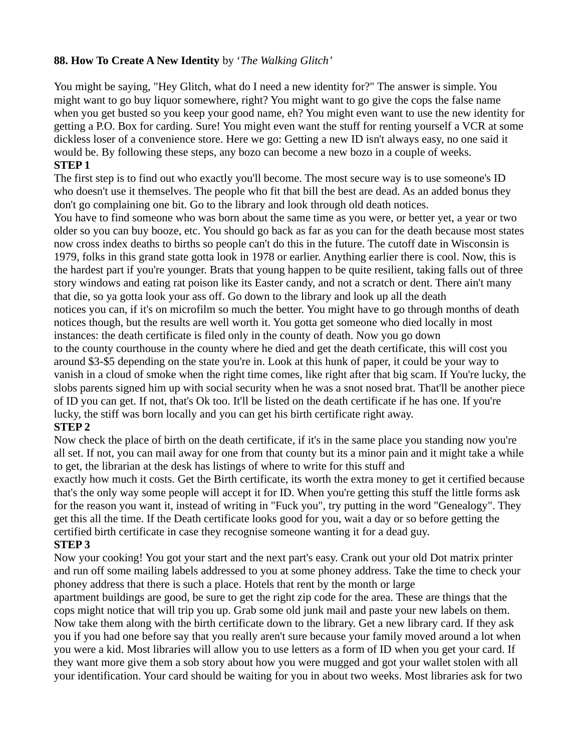**88. How To Create A New Identity** by '*The Walking Glitch'*

You might be saying, "Hey Glitch, what do I need a new identity for?" The answer is simple. You might want to go buy liquor somewhere, right? You might want to go give the cops the false name when you get busted so you keep your good name, eh? You might even want to use the new identity for getting a P.O. Box for carding. Sure! You might even want the stuff for renting yourself a VCR at some dickless loser of a convenience store. Here we go: Getting a new ID isn't always easy, no one said it would be. By following these steps, any bozo can become a new bozo in a couple of weeks.

**STEP 1**

The first step is to find out who exactly you'll become. The most secure way is to use someone's ID who doesn't use it themselves. The people who fit that bill the best are dead. As an added bonus they don't go complaining one bit. Go to the library and look through old death notices.

You have to find someone who was born about the same time as you were, or better yet, a year or two older so you can buy booze, etc. You should go back as far as you can for the death because most states now cross index deaths to births so people can't do this in the future. The cutoff date in Wisconsin is 1979, folks in this grand state gotta look in 1978 or earlier. Anything earlier there is cool. Now, this is the hardest part if you're younger. Brats that young happen to be quite resilient, taking falls out of three story windows and eating rat poison like its Easter candy, and not a scratch or dent. There ain't many that die, so ya gotta look your ass off. Go down to the library and look up all the death notices you can, if it's on microfilm so much the better. You might have to go through months of death notices though, but the results are well worth it. You gotta get someone who died locally in most instances: the death certificate is filed only in the county of death. Now you go down to the county courthouse in the county where he died and get the death certificate, this will cost you around \$3-\$5 depending on the state you're in. Look at this hunk of paper, it could be your way to vanish in a cloud of smoke when the right time comes, like right after that big scam. If You're lucky, the slobs parents signed him up with social security when he was a snot nosed brat. That'll be another piece of ID you can get. If not, that's Ok too. It'll be listed on the death certificate if he has one. If you're lucky, the stiff was born locally and you can get his birth certificate right away.

**STEP 2**

Now check the place of birth on the death certificate, if it's in the same place you standing now you're all set. If not, you can mail away for one from that county but its a minor pain and it might take a while to get, the librarian at the desk has listings of where to write for this stuff and exactly how much it costs. Get the Birth certificate, its worth the extra money to get it certified because that's the only way some people will accept it for ID. When you're getting this stuff the little forms ask for the reason you want it, instead of writing in "Fuck you", try putting in the word "Genealogy". They get this all the time. If the Death certificate looks good for you, wait a day or so before getting the certified birth certificate in case they recognise someone wanting it for a dead guy.

**STEP 3**

Now your cooking! You got your start and the next part's easy. Crank out your old Dot matrix printer and run off some mailing labels addressed to you at some phoney address. Take the time to check your phoney address that there is such a place. Hotels that rent by the month or large apartment buildings are good, be sure to get the right zip code for the area. These are things that the cops might notice that will trip you up. Grab some old junk mail and paste your new labels on them. Now take them along with the birth certificate down to the library. Get a new library card. If they ask you if you had one before say that you really aren't sure because your family moved around a lot when you were a kid. Most libraries will allow you to use letters as a form of ID when you get your card. If they want more give them a sob story about how you were mugged and got your wallet stolen with all your identification. Your card should be waiting for you in about two weeks. Most libraries ask for two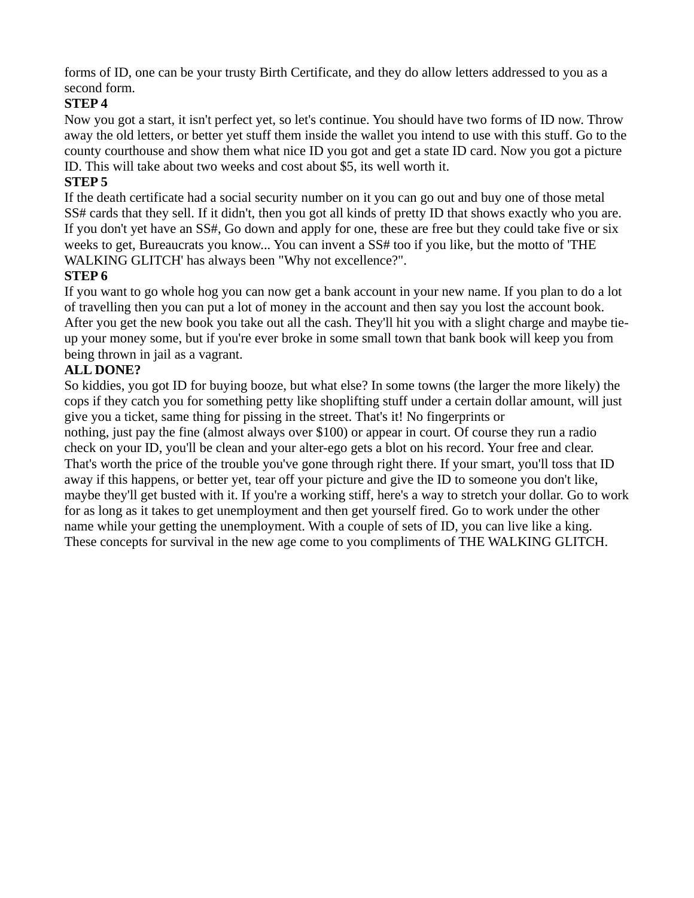forms of ID, one can be your trusty Birth Certificate, and they do allow letters addressed to you as a second form.

**STEP 4**

Now you got a start, it isn't perfect yet, so let's continue. You should have two forms of ID now. Throw away the old letters, or better yet stuff them inside the wallet you intend to use with this stuff. Go to the county courthouse and show them what nice ID you got and get a state ID card. Now you got a picture ID. This will take about two weeks and cost about $5, its well worth it.

**STEP 5**

If the death certificate had a social security number on it you can go out and buy one of those metal SS# cards that they sell. If it didn't, then you got all kinds of pretty ID that shows exactly who you are. If you don't yet have an SS#, Go down and apply for one, these are free but they could take five or six weeks to get, Bureaucrats you know... You can invent a SS# too if you like, but the motto of 'THE WALKING GLITCH' has always been "Why not excellence?".

**STEP 6**

If you want to go whole hog you can now get a bank account in your new name. If you plan to do a lot of travelling then you can put a lot of money in the account and then say you lost the account book. After you get the new book you take out all the cash. They'll hit you with a slight charge and maybe tie-up your money some, but if you're ever broke in some small town that bank book will keep you from being thrown in jail as a vagrant.

**ALL DONE?**

So kiddies, you got ID for buying booze, but what else? In some towns (the larger the more likely) the cops if they catch you for something petty like shoplifting stuff under a certain dollar amount, will just give you a ticket, same thing for pissing in the street. That's it! No fingerprints or nothing, just pay the fine (almost always over $100) or appear in court. Of course they run a radio check on your ID, you'll be clean and your alter-ego gets a blot on his record. Your free and clear. That's worth the price of the trouble you've gone through right there. If your smart, you'll toss that ID away if this happens, or better yet, tear off your picture and give the ID to someone you don't like, maybe they'll get busted with it. If you're a working stiff, here's a way to stretch your dollar. Go to work for as long as it takes to get unemployment and then get yourself fired. Go to work under the other name while your getting the unemployment. With a couple of sets of ID, you can live like a king. These concepts for survival in the new age come to you compliments of THE WALKING GLITCH.